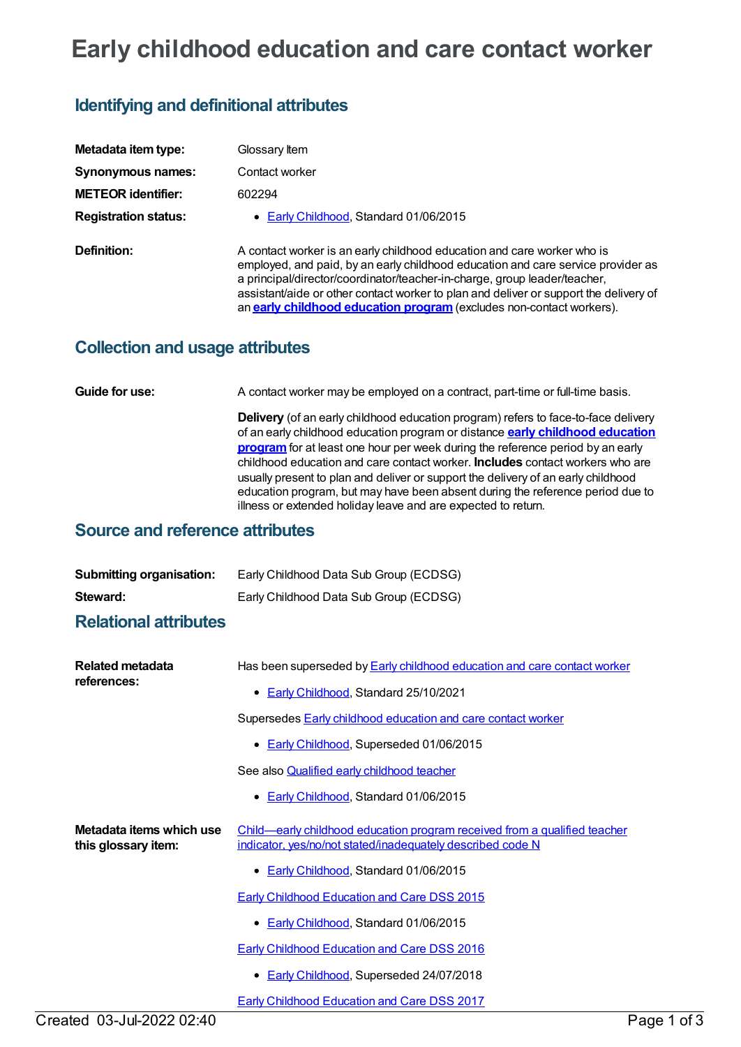# Early childhood education and care contact worker

## Identifying and definitional attributes

| | |
|---|---|
| **Metadata item type:** | Glossary Item |
| **Synonymous names:** | Contact worker |
| **METEOR identifier:** | 602294 |
| **Registration status:** | • Early Childhood, Standard 01/06/2015 |
| **Definition:** | A contact worker is an early childhood education and care worker who is employed, and paid, by an early childhood education and care service provider as a principal/director/coordinator/teacher-in-charge, group leader/teacher, assistant/aide or other contact worker to plan and deliver or support the delivery of an **early childhood education program** (excludes non-contact workers). |

## Collection and usage attributes

**Guide for use:**

A contact worker may be employed on a contract, part-time or full-time basis.

**Delivery** (of an early childhood education program) refers to face-to-face delivery of an early childhood education program or distance **early childhood education program** for at least one hour per week during the reference period by an early childhood education and care contact worker. **Includes** contact workers who are usually present to plan and deliver or support the delivery of an early childhood education program, but may have been absent during the reference period due to illness or extended holiday leave and are expected to return.

## Source and reference attributes

| | |
|---|---|
| **Submitting organisation:** | Early Childhood Data Sub Group (ECDSG) |
| **Steward:** | Early Childhood Data Sub Group (ECDSG) |

## Relational attributes

**Related metadata references:**

Has been superseded by Early childhood education and care contact worker

- Early Childhood, Standard 25/10/2021

Supersedes Early childhood education and care contact worker

- Early Childhood, Superseded 01/06/2015

See also Qualified early childhood teacher

- Early Childhood, Standard 01/06/2015

**Metadata items which use this glossary item:**

Child—early childhood education program received from a qualified teacher indicator, yes/no/not stated/inadequately described code N

- Early Childhood, Standard 01/06/2015

Early Childhood Education and Care DSS 2015

- Early Childhood, Standard 01/06/2015

Early Childhood Education and Care DSS 2016

- Early Childhood, Superseded 24/07/2018

Early Childhood Education and Care DSS 2017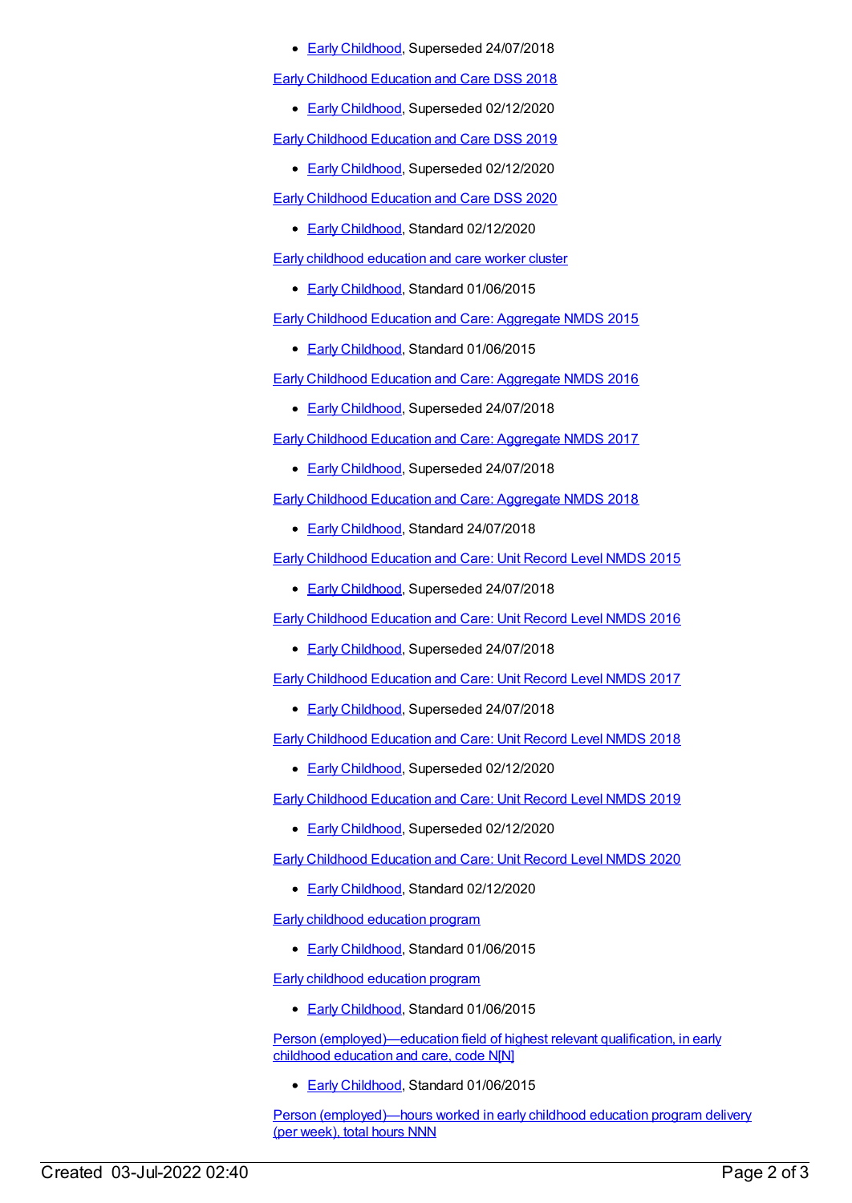- Early Childhood, Superseded 24/07/2018

Early Childhood Education and Care DSS 2018

- Early Childhood, Superseded 02/12/2020

Early Childhood Education and Care DSS 2019

- Early Childhood, Superseded 02/12/2020

Early Childhood Education and Care DSS 2020

- Early Childhood, Standard 02/12/2020

Early childhood education and care worker cluster

- Early Childhood, Standard 01/06/2015

Early Childhood Education and Care: Aggregate NMDS 2015

- Early Childhood, Standard 01/06/2015

Early Childhood Education and Care: Aggregate NMDS 2016

- Early Childhood, Superseded 24/07/2018

Early Childhood Education and Care: Aggregate NMDS 2017

- Early Childhood, Superseded 24/07/2018

Early Childhood Education and Care: Aggregate NMDS 2018

- Early Childhood, Standard 24/07/2018

Early Childhood Education and Care: Unit Record Level NMDS 2015

- Early Childhood, Superseded 24/07/2018

Early Childhood Education and Care: Unit Record Level NMDS 2016

- Early Childhood, Superseded 24/07/2018

Early Childhood Education and Care: Unit Record Level NMDS 2017

- Early Childhood, Superseded 24/07/2018

Early Childhood Education and Care: Unit Record Level NMDS 2018

- Early Childhood, Superseded 02/12/2020

Early Childhood Education and Care: Unit Record Level NMDS 2019

- Early Childhood, Superseded 02/12/2020

Early Childhood Education and Care: Unit Record Level NMDS 2020

- Early Childhood, Standard 02/12/2020

Early childhood education program

- Early Childhood, Standard 01/06/2015

Early childhood education program

- Early Childhood, Standard 01/06/2015

Person (employed)—education field of highest relevant qualification, in early childhood education and care, code N[N]

- Early Childhood, Standard 01/06/2015

Person (employed)—hours worked in early childhood education program delivery (per week), total hours NNN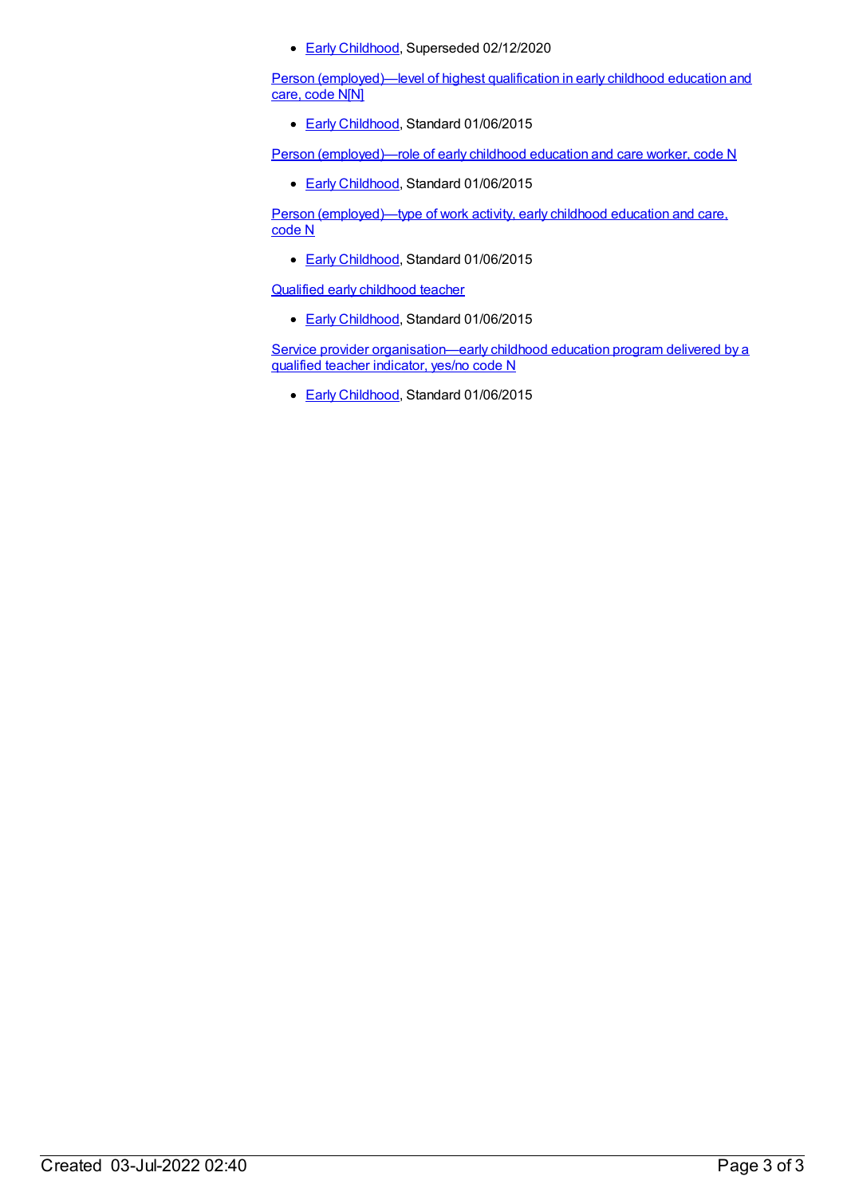- Early Childhood, Superseded 02/12/2020

Person (employed)—level of highest qualification in early childhood education and care, code N[N]

- Early Childhood, Standard 01/06/2015

Person (employed)—role of early childhood education and care worker, code N

- Early Childhood, Standard 01/06/2015

Person (employed)—type of work activity, early childhood education and care, code N

- Early Childhood, Standard 01/06/2015

Qualified early childhood teacher

- Early Childhood, Standard 01/06/2015

Service provider organisation—early childhood education program delivered by a qualified teacher indicator, yes/no code N

- Early Childhood, Standard 01/06/2015